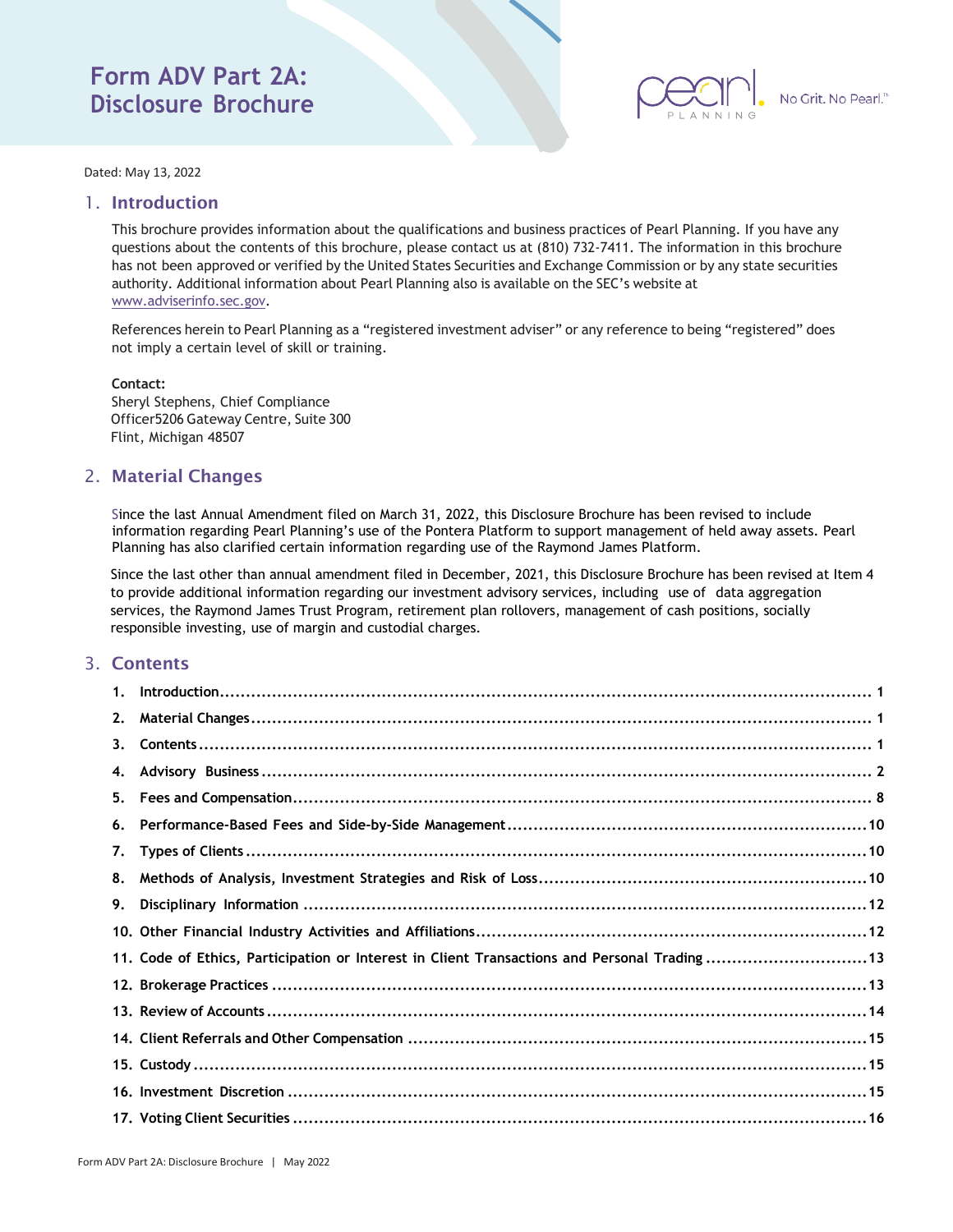# Form ADV Part 2A: Disclosure Brochure

No Grit. No Pearl.™

Dated: May 13, 2022

## 1. Introduction

This brochure provides information about the qualifications and business practices of Pearl Planning. If you have any questions about the contents of this brochure, please contact us at (810) 732-7411. The information in this brochure has not been approved or verified by the United States Securities and Exchange Commission or by any state securities authority. Additional information about Pearl Planning also is available on the SEC's website at www.adviserinfo.sec.gov.

References herein to Pearl Planning as a "registered investment adviser" or any reference to being "registered" does not imply a certain level of skill or training.

**Contact:**
Sheryl Stephens, Chief Compliance Officer
5206 Gateway Centre, Suite 300
Flint, Michigan 48507

## 2. Material Changes

Since the last Annual Amendment filed on March 31, 2022, this Disclosure Brochure has been revised to include information regarding Pearl Planning's use of the Pontera Platform to support management of held away assets. Pearl Planning has also clarified certain information regarding use of the Raymond James Platform.

Since the last other than annual amendment filed in December, 2021, this Disclosure Brochure has been revised at Item 4 to provide additional information regarding our investment advisory services, including use of data aggregation services, the Raymond James Trust Program, retirement plan rollovers, management of cash positions, socially responsible investing, use of margin and custodial charges.

## 3. Contents

1. Introduction ........ 1
2. Material Changes ........ 1
3. Contents ........ 1
4. Advisory Business ........ 2
5. Fees and Compensation ........ 8
6. Performance-Based Fees and Side-by-Side Management ........ 10
7. Types of Clients ........ 10
8. Methods of Analysis, Investment Strategies and Risk of Loss ........ 10
9. Disciplinary Information ........ 12
10. Other Financial Industry Activities and Affiliations ........ 12
11. Code of Ethics, Participation or Interest in Client Transactions and Personal Trading ........ 13
12. Brokerage Practices ........ 13
13. Review of Accounts ........ 14
14. Client Referrals and Other Compensation ........ 15
15. Custody ........ 15
16. Investment Discretion ........ 15
17. Voting Client Securities ........ 16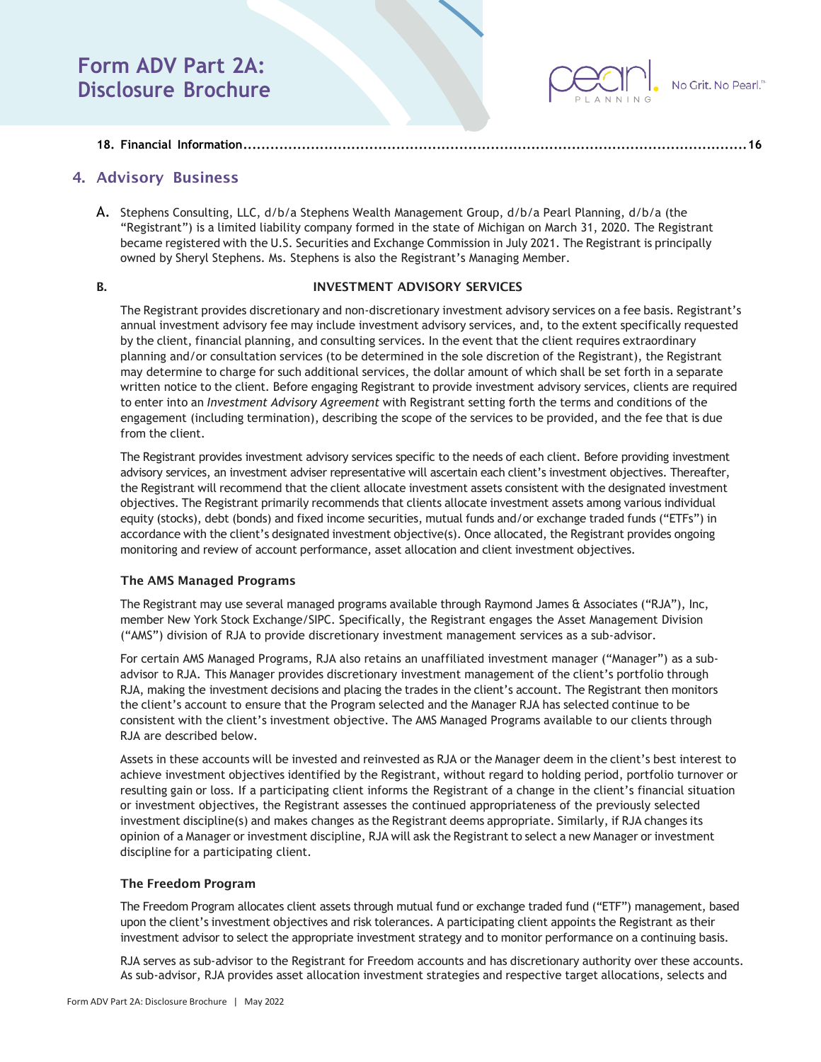**18. Financial Information.....................................................................................................................16**

## 4. Advisory Business

A. Stephens Consulting, LLC, d/b/a Stephens Wealth Management Group, d/b/a Pearl Planning, d/b/a (the "Registrant") is a limited liability company formed in the state of Michigan on March 31, 2020. The Registrant became registered with the U.S. Securities and Exchange Commission in July 2021. The Registrant is principally owned by Sheryl Stephens. Ms. Stephens is also the Registrant's Managing Member.

**B. INVESTMENT ADVISORY SERVICES**

The Registrant provides discretionary and non-discretionary investment advisory services on a fee basis. Registrant's annual investment advisory fee may include investment advisory services, and, to the extent specifically requested by the client, financial planning, and consulting services. In the event that the client requires extraordinary planning and/or consultation services (to be determined in the sole discretion of the Registrant), the Registrant may determine to charge for such additional services, the dollar amount of which shall be set forth in a separate written notice to the client. Before engaging Registrant to provide investment advisory services, clients are required to enter into an *Investment Advisory Agreement* with Registrant setting forth the terms and conditions of the engagement (including termination), describing the scope of the services to be provided, and the fee that is due from the client.

The Registrant provides investment advisory services specific to the needs of each client. Before providing investment advisory services, an investment adviser representative will ascertain each client's investment objectives. Thereafter, the Registrant will recommend that the client allocate investment assets consistent with the designated investment objectives. The Registrant primarily recommends that clients allocate investment assets among various individual equity (stocks), debt (bonds) and fixed income securities, mutual funds and/or exchange traded funds ("ETFs") in accordance with the client's designated investment objective(s). Once allocated, the Registrant provides ongoing monitoring and review of account performance, asset allocation and client investment objectives.

### The AMS Managed Programs

The Registrant may use several managed programs available through Raymond James & Associates ("RJA"), Inc, member New York Stock Exchange/SIPC. Specifically, the Registrant engages the Asset Management Division ("AMS") division of RJA to provide discretionary investment management services as a sub-advisor.

For certain AMS Managed Programs, RJA also retains an unaffiliated investment manager ("Manager") as a sub-advisor to RJA. This Manager provides discretionary investment management of the client's portfolio through RJA, making the investment decisions and placing the trades in the client's account. The Registrant then monitors the client's account to ensure that the Program selected and the Manager RJA has selected continue to be consistent with the client's investment objective. The AMS Managed Programs available to our clients through RJA are described below.

Assets in these accounts will be invested and reinvested as RJA or the Manager deem in the client's best interest to achieve investment objectives identified by the Registrant, without regard to holding period, portfolio turnover or resulting gain or loss. If a participating client informs the Registrant of a change in the client's financial situation or investment objectives, the Registrant assesses the continued appropriateness of the previously selected investment discipline(s) and makes changes as the Registrant deems appropriate. Similarly, if RJA changes its opinion of a Manager or investment discipline, RJA will ask the Registrant to select a new Manager or investment discipline for a participating client.

### The Freedom Program

The Freedom Program allocates client assets through mutual fund or exchange traded fund ("ETF") management, based upon the client's investment objectives and risk tolerances. A participating client appoints the Registrant as their investment advisor to select the appropriate investment strategy and to monitor performance on a continuing basis.

RJA serves as sub-advisor to the Registrant for Freedom accounts and has discretionary authority over these accounts. As sub-advisor, RJA provides asset allocation investment strategies and respective target allocations, selects and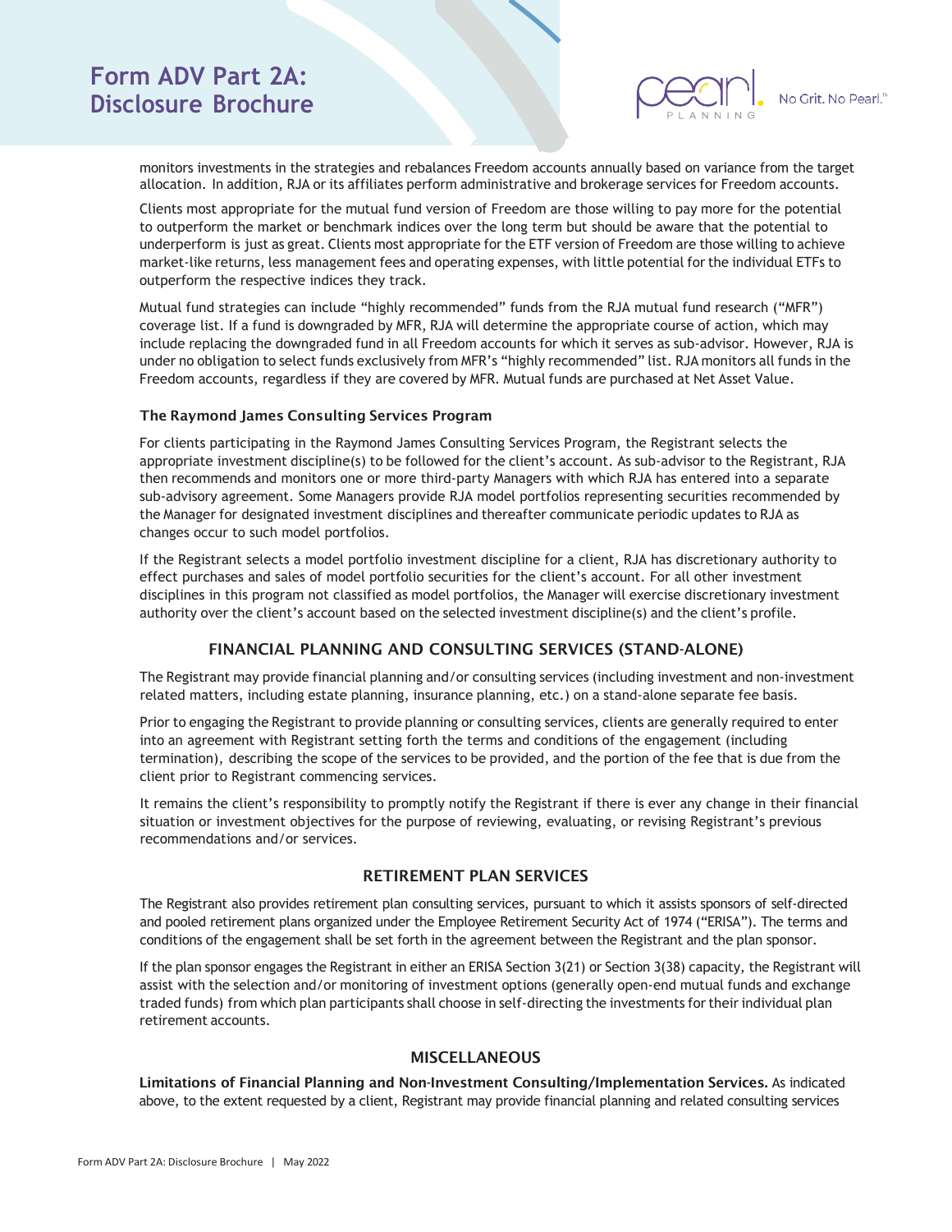monitors investments in the strategies and rebalances Freedom accounts annually based on variance from the target allocation. In addition, RJA or its affiliates perform administrative and brokerage services for Freedom accounts.

Clients most appropriate for the mutual fund version of Freedom are those willing to pay more for the potential to outperform the market or benchmark indices over the long term but should be aware that the potential to underperform is just as great. Clients most appropriate for the ETF version of Freedom are those willing to achieve market-like returns, less management fees and operating expenses, with little potential for the individual ETFs to outperform the respective indices they track.

Mutual fund strategies can include "highly recommended" funds from the RJA mutual fund research ("MFR") coverage list. If a fund is downgraded by MFR, RJA will determine the appropriate course of action, which may include replacing the downgraded fund in all Freedom accounts for which it serves as sub-advisor. However, RJA is under no obligation to select funds exclusively from MFR's "highly recommended" list. RJA monitors all funds in the Freedom accounts, regardless if they are covered by MFR. Mutual funds are purchased at Net Asset Value.

### The Raymond James Consulting Services Program

For clients participating in the Raymond James Consulting Services Program, the Registrant selects the appropriate investment discipline(s) to be followed for the client's account. As sub-advisor to the Registrant, RJA then recommends and monitors one or more third-party Managers with which RJA has entered into a separate sub-advisory agreement. Some Managers provide RJA model portfolios representing securities recommended by the Manager for designated investment disciplines and thereafter communicate periodic updates to RJA as changes occur to such model portfolios.

If the Registrant selects a model portfolio investment discipline for a client, RJA has discretionary authority to effect purchases and sales of model portfolio securities for the client's account. For all other investment disciplines in this program not classified as model portfolios, the Manager will exercise discretionary investment authority over the client's account based on the selected investment discipline(s) and the client's profile.

## FINANCIAL PLANNING AND CONSULTING SERVICES (STAND-ALONE)

The Registrant may provide financial planning and/or consulting services (including investment and non-investment related matters, including estate planning, insurance planning, etc.) on a stand-alone separate fee basis.

Prior to engaging the Registrant to provide planning or consulting services, clients are generally required to enter into an agreement with Registrant setting forth the terms and conditions of the engagement (including termination), describing the scope of the services to be provided, and the portion of the fee that is due from the client prior to Registrant commencing services.

It remains the client's responsibility to promptly notify the Registrant if there is ever any change in their financial situation or investment objectives for the purpose of reviewing, evaluating, or revising Registrant's previous recommendations and/or services.

## RETIREMENT PLAN SERVICES

The Registrant also provides retirement plan consulting services, pursuant to which it assists sponsors of self-directed and pooled retirement plans organized under the Employee Retirement Security Act of 1974 ("ERISA"). The terms and conditions of the engagement shall be set forth in the agreement between the Registrant and the plan sponsor.

If the plan sponsor engages the Registrant in either an ERISA Section 3(21) or Section 3(38) capacity, the Registrant will assist with the selection and/or monitoring of investment options (generally open-end mutual funds and exchange traded funds) from which plan participants shall choose in self-directing the investments for their individual plan retirement accounts.

## MISCELLANEOUS

**Limitations of Financial Planning and Non-Investment Consulting/Implementation Services.** As indicated above, to the extent requested by a client, Registrant may provide financial planning and related consulting services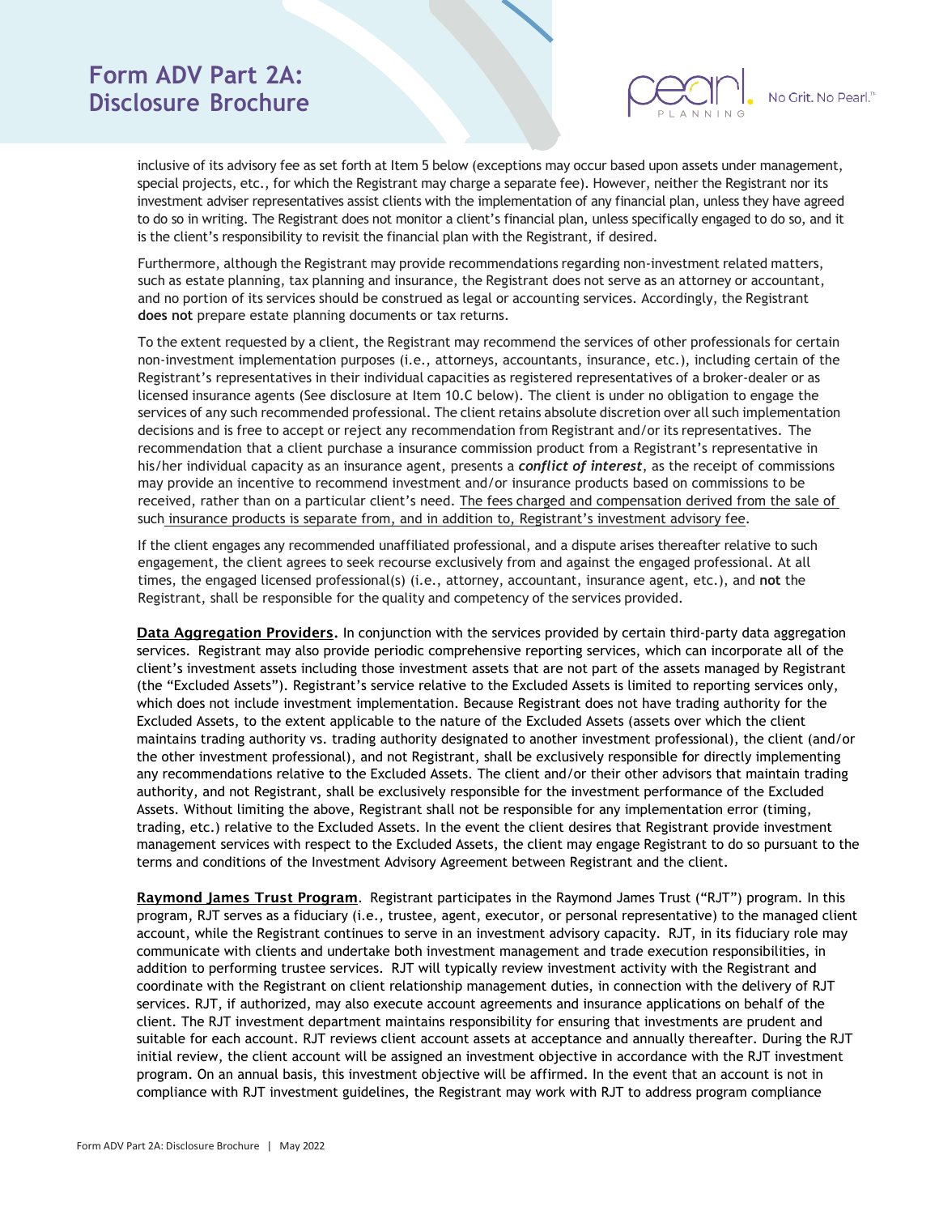inclusive of its advisory fee as set forth at Item 5 below (exceptions may occur based upon assets under management, special projects, etc., for which the Registrant may charge a separate fee). However, neither the Registrant nor its investment adviser representatives assist clients with the implementation of any financial plan, unless they have agreed to do so in writing. The Registrant does not monitor a client's financial plan, unless specifically engaged to do so, and it is the client's responsibility to revisit the financial plan with the Registrant, if desired.

Furthermore, although the Registrant may provide recommendations regarding non-investment related matters, such as estate planning, tax planning and insurance, the Registrant does not serve as an attorney or accountant, and no portion of its services should be construed as legal or accounting services. Accordingly, the Registrant **does not** prepare estate planning documents or tax returns.

To the extent requested by a client, the Registrant may recommend the services of other professionals for certain non-investment implementation purposes (i.e., attorneys, accountants, insurance, etc.), including certain of the Registrant's representatives in their individual capacities as registered representatives of a broker-dealer or as licensed insurance agents (See disclosure at Item 10.C below). The client is under no obligation to engage the services of any such recommended professional. The client retains absolute discretion over all such implementation decisions and is free to accept or reject any recommendation from Registrant and/or its representatives. The recommendation that a client purchase a insurance commission product from a Registrant's representative in his/her individual capacity as an insurance agent, presents a ***conflict of interest***, as the receipt of commissions may provide an incentive to recommend investment and/or insurance products based on commissions to be received, rather than on a particular client's need. The fees charged and compensation derived from the sale of such insurance products is separate from, and in addition to, Registrant's investment advisory fee.

If the client engages any recommended unaffiliated professional, and a dispute arises thereafter relative to such engagement, the client agrees to seek recourse exclusively from and against the engaged professional. At all times, the engaged licensed professional(s) (i.e., attorney, accountant, insurance agent, etc.), and **not** the Registrant, shall be responsible for the quality and competency of the services provided.

**Data Aggregation Providers.** In conjunction with the services provided by certain third-party data aggregation services. Registrant may also provide periodic comprehensive reporting services, which can incorporate all of the client's investment assets including those investment assets that are not part of the assets managed by Registrant (the "Excluded Assets"). Registrant's service relative to the Excluded Assets is limited to reporting services only, which does not include investment implementation. Because Registrant does not have trading authority for the Excluded Assets, to the extent applicable to the nature of the Excluded Assets (assets over which the client maintains trading authority vs. trading authority designated to another investment professional), the client (and/or the other investment professional), and not Registrant, shall be exclusively responsible for directly implementing any recommendations relative to the Excluded Assets. The client and/or their other advisors that maintain trading authority, and not Registrant, shall be exclusively responsible for the investment performance of the Excluded Assets. Without limiting the above, Registrant shall not be responsible for any implementation error (timing, trading, etc.) relative to the Excluded Assets. In the event the client desires that Registrant provide investment management services with respect to the Excluded Assets, the client may engage Registrant to do so pursuant to the terms and conditions of the Investment Advisory Agreement between Registrant and the client.

**Raymond James Trust Program**. Registrant participates in the Raymond James Trust ("RJT") program. In this program, RJT serves as a fiduciary (i.e., trustee, agent, executor, or personal representative) to the managed client account, while the Registrant continues to serve in an investment advisory capacity. RJT, in its fiduciary role may communicate with clients and undertake both investment management and trade execution responsibilities, in addition to performing trustee services. RJT will typically review investment activity with the Registrant and coordinate with the Registrant on client relationship management duties, in connection with the delivery of RJT services. RJT, if authorized, may also execute account agreements and insurance applications on behalf of the client. The RJT investment department maintains responsibility for ensuring that investments are prudent and suitable for each account. RJT reviews client account assets at acceptance and annually thereafter. During the RJT initial review, the client account will be assigned an investment objective in accordance with the RJT investment program. On an annual basis, this investment objective will be affirmed. In the event that an account is not in compliance with RJT investment guidelines, the Registrant may work with RJT to address program compliance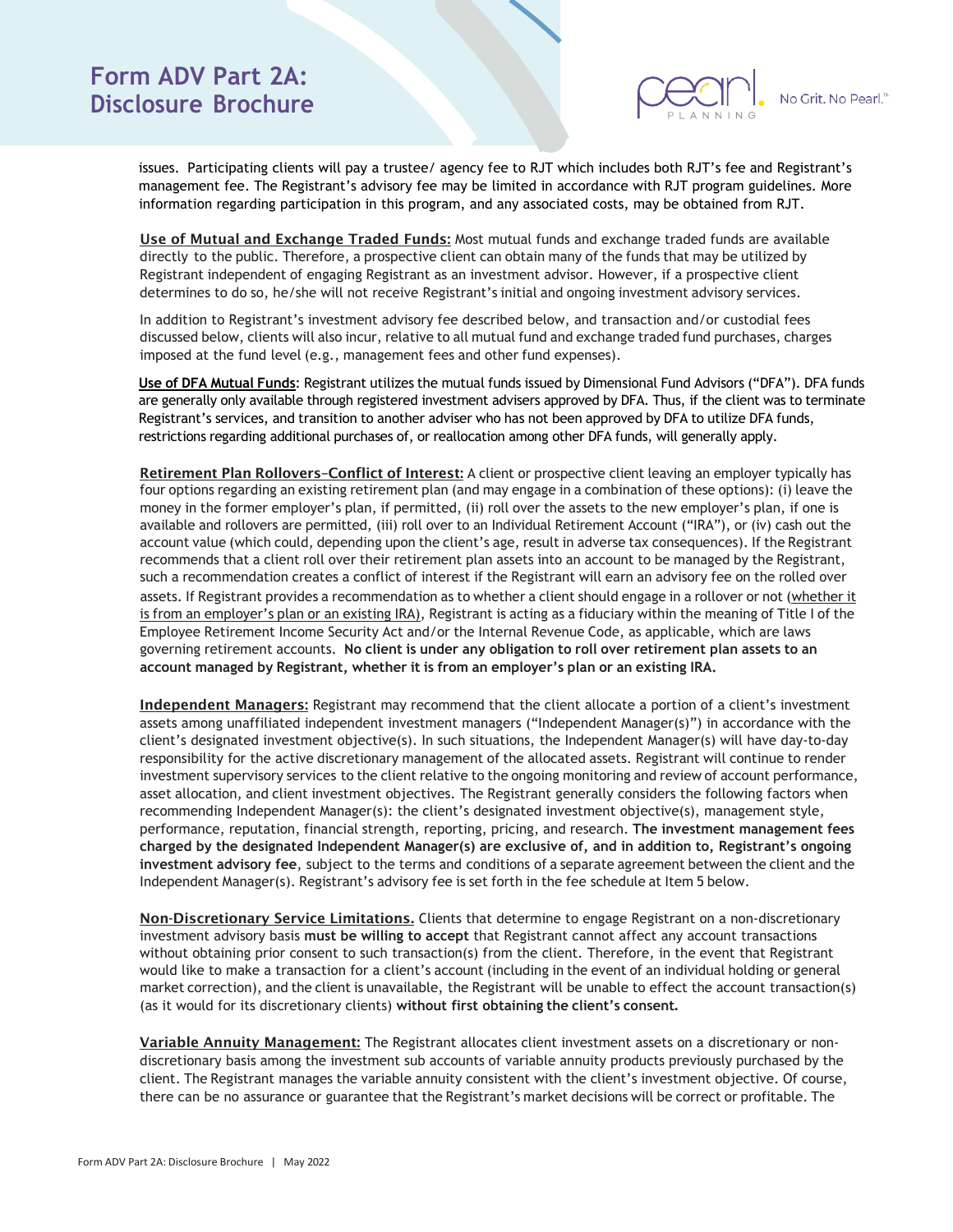issues. Participating clients will pay a trustee/ agency fee to RJT which includes both RJT's fee and Registrant's management fee. The Registrant's advisory fee may be limited in accordance with RJT program guidelines. More information regarding participation in this program, and any associated costs, may be obtained from RJT.

<u>Use of Mutual and Exchange Traded Funds:</u> Most mutual funds and exchange traded funds are available directly to the public. Therefore, a prospective client can obtain many of the funds that may be utilized by Registrant independent of engaging Registrant as an investment advisor. However, if a prospective client determines to do so, he/she will not receive Registrant's initial and ongoing investment advisory services.

In addition to Registrant's investment advisory fee described below, and transaction and/or custodial fees discussed below, clients will also incur, relative to all mutual fund and exchange traded fund purchases, charges imposed at the fund level (e.g., management fees and other fund expenses).

<u>Use of DFA Mutual Funds</u>: Registrant utilizes the mutual funds issued by Dimensional Fund Advisors ("DFA"). DFA funds are generally only available through registered investment advisers approved by DFA. Thus, if the client was to terminate Registrant's services, and transition to another adviser who has not been approved by DFA to utilize DFA funds, restrictions regarding additional purchases of, or reallocation among other DFA funds, will generally apply.

<u>Retirement Plan Rollovers–Conflict of Interest:</u> A client or prospective client leaving an employer typically has four options regarding an existing retirement plan (and may engage in a combination of these options): (i) leave the money in the former employer's plan, if permitted, (ii) roll over the assets to the new employer's plan, if one is available and rollovers are permitted, (iii) roll over to an Individual Retirement Account ("IRA"), or (iv) cash out the account value (which could, depending upon the client's age, result in adverse tax consequences). If the Registrant recommends that a client roll over their retirement plan assets into an account to be managed by the Registrant, such a recommendation creates a conflict of interest if the Registrant will earn an advisory fee on the rolled over assets. If Registrant provides a recommendation as to whether a client should engage in a rollover or not (<u>whether it is from an employer's plan or an existing IRA</u>), Registrant is acting as a fiduciary within the meaning of Title I of the Employee Retirement Income Security Act and/or the Internal Revenue Code, as applicable, which are laws governing retirement accounts. **No client is under any obligation to roll over retirement plan assets to an account managed by Registrant, whether it is from an employer's plan or an existing IRA.**

<u>Independent Managers:</u> Registrant may recommend that the client allocate a portion of a client's investment assets among unaffiliated independent investment managers ("Independent Manager(s)") in accordance with the client's designated investment objective(s). In such situations, the Independent Manager(s) will have day-to-day responsibility for the active discretionary management of the allocated assets. Registrant will continue to render investment supervisory services to the client relative to the ongoing monitoring and review of account performance, asset allocation, and client investment objectives. The Registrant generally considers the following factors when recommending Independent Manager(s): the client's designated investment objective(s), management style, performance, reputation, financial strength, reporting, pricing, and research. **The investment management fees charged by the designated Independent Manager(s) are exclusive of, and in addition to, Registrant's ongoing investment advisory fee**, subject to the terms and conditions of a separate agreement between the client and the Independent Manager(s). Registrant's advisory fee is set forth in the fee schedule at Item 5 below.

<u>Non-Discretionary Service Limitations.</u> Clients that determine to engage Registrant on a non-discretionary investment advisory basis **must be willing to accept** that Registrant cannot affect any account transactions without obtaining prior consent to such transaction(s) from the client. Therefore, in the event that Registrant would like to make a transaction for a client's account (including in the event of an individual holding or general market correction), and the client is unavailable, the Registrant will be unable to effect the account transaction(s) (as it would for its discretionary clients) **without first obtaining the client's consent.**

<u>Variable Annuity Management:</u> The Registrant allocates client investment assets on a discretionary or non-discretionary basis among the investment sub accounts of variable annuity products previously purchased by the client. The Registrant manages the variable annuity consistent with the client's investment objective. Of course, there can be no assurance or guarantee that the Registrant's market decisions will be correct or profitable. The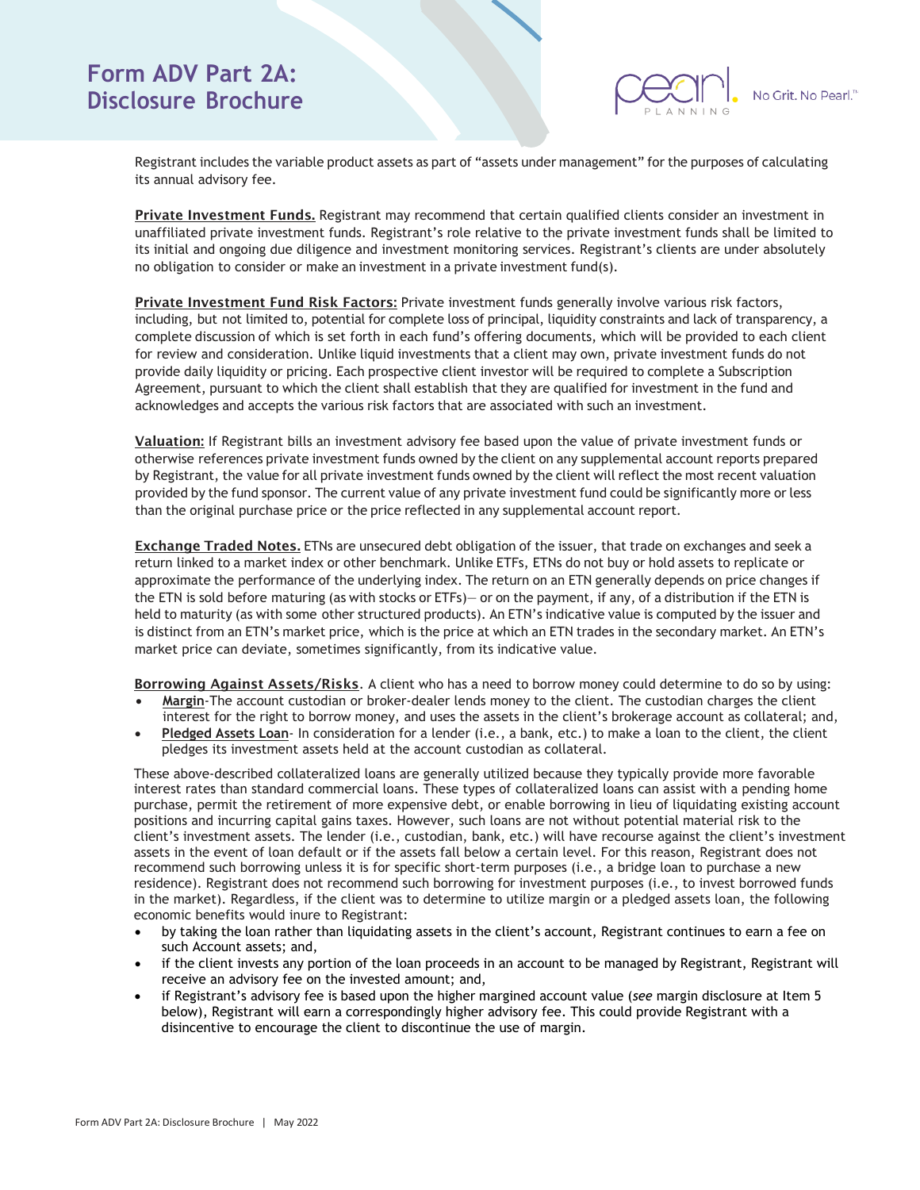Registrant includes the variable product assets as part of "assets under management" for the purposes of calculating its annual advisory fee.

**Private Investment Funds.** Registrant may recommend that certain qualified clients consider an investment in unaffiliated private investment funds. Registrant's role relative to the private investment funds shall be limited to its initial and ongoing due diligence and investment monitoring services. Registrant's clients are under absolutely no obligation to consider or make an investment in a private investment fund(s).

**Private Investment Fund Risk Factors:** Private investment funds generally involve various risk factors, including, but not limited to, potential for complete loss of principal, liquidity constraints and lack of transparency, a complete discussion of which is set forth in each fund's offering documents, which will be provided to each client for review and consideration. Unlike liquid investments that a client may own, private investment funds do not provide daily liquidity or pricing. Each prospective client investor will be required to complete a Subscription Agreement, pursuant to which the client shall establish that they are qualified for investment in the fund and acknowledges and accepts the various risk factors that are associated with such an investment.

**Valuation:** If Registrant bills an investment advisory fee based upon the value of private investment funds or otherwise references private investment funds owned by the client on any supplemental account reports prepared by Registrant, the value for all private investment funds owned by the client will reflect the most recent valuation provided by the fund sponsor. The current value of any private investment fund could be significantly more or less than the original purchase price or the price reflected in any supplemental account report.

**Exchange Traded Notes.** ETNs are unsecured debt obligation of the issuer, that trade on exchanges and seek a return linked to a market index or other benchmark. Unlike ETFs, ETNs do not buy or hold assets to replicate or approximate the performance of the underlying index. The return on an ETN generally depends on price changes if the ETN is sold before maturing (as with stocks or ETFs)— or on the payment, if any, of a distribution if the ETN is held to maturity (as with some other structured products). An ETN's indicative value is computed by the issuer and is distinct from an ETN's market price, which is the price at which an ETN trades in the secondary market. An ETN's market price can deviate, sometimes significantly, from its indicative value.

**Borrowing Against Assets/Risks**. A client who has a need to borrow money could determine to do so by using:

- **Margin**-The account custodian or broker-dealer lends money to the client. The custodian charges the client interest for the right to borrow money, and uses the assets in the client's brokerage account as collateral; and,
- **Pledged Assets Loan**- In consideration for a lender (i.e., a bank, etc.) to make a loan to the client, the client pledges its investment assets held at the account custodian as collateral.

These above-described collateralized loans are generally utilized because they typically provide more favorable interest rates than standard commercial loans. These types of collateralized loans can assist with a pending home purchase, permit the retirement of more expensive debt, or enable borrowing in lieu of liquidating existing account positions and incurring capital gains taxes. However, such loans are not without potential material risk to the client's investment assets. The lender (i.e., custodian, bank, etc.) will have recourse against the client's investment assets in the event of loan default or if the assets fall below a certain level. For this reason, Registrant does not recommend such borrowing unless it is for specific short-term purposes (i.e., a bridge loan to purchase a new residence). Registrant does not recommend such borrowing for investment purposes (i.e., to invest borrowed funds in the market). Regardless, if the client was to determine to utilize margin or a pledged assets loan, the following economic benefits would inure to Registrant:

- by taking the loan rather than liquidating assets in the client's account, Registrant continues to earn a fee on such Account assets; and,
- if the client invests any portion of the loan proceeds in an account to be managed by Registrant, Registrant will receive an advisory fee on the invested amount; and,
- if Registrant's advisory fee is based upon the higher margined account value (*see* margin disclosure at Item 5 below), Registrant will earn a correspondingly higher advisory fee. This could provide Registrant with a disincentive to encourage the client to discontinue the use of margin.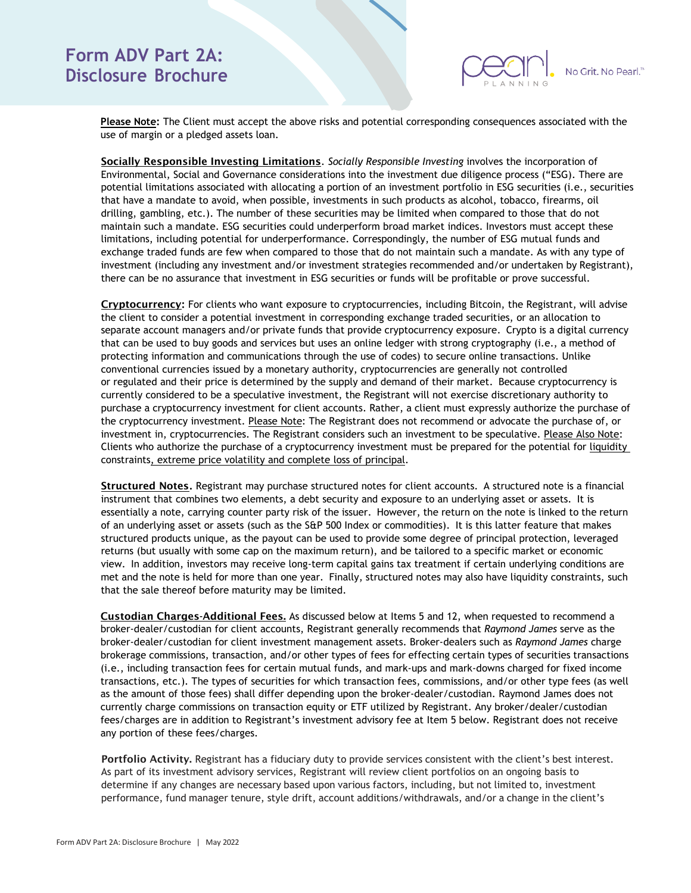**Please Note:** The Client must accept the above risks and potential corresponding consequences associated with the use of margin or a pledged assets loan.

**Socially Responsible Investing Limitations**. *Socially Responsible Investing* involves the incorporation of Environmental, Social and Governance considerations into the investment due diligence process ("ESG). There are potential limitations associated with allocating a portion of an investment portfolio in ESG securities (i.e., securities that have a mandate to avoid, when possible, investments in such products as alcohol, tobacco, firearms, oil drilling, gambling, etc.). The number of these securities may be limited when compared to those that do not maintain such a mandate. ESG securities could underperform broad market indices. Investors must accept these limitations, including potential for underperformance. Correspondingly, the number of ESG mutual funds and exchange traded funds are few when compared to those that do not maintain such a mandate. As with any type of investment (including any investment and/or investment strategies recommended and/or undertaken by Registrant), there can be no assurance that investment in ESG securities or funds will be profitable or prove successful.

**Cryptocurrency:** For clients who want exposure to cryptocurrencies, including Bitcoin, the Registrant, will advise the client to consider a potential investment in corresponding exchange traded securities, or an allocation to separate account managers and/or private funds that provide cryptocurrency exposure. Crypto is a digital currency that can be used to buy goods and services but uses an online ledger with strong cryptography (i.e., a method of protecting information and communications through the use of codes) to secure online transactions. Unlike conventional currencies issued by a monetary authority, cryptocurrencies are generally not controlled or regulated and their price is determined by the supply and demand of their market. Because cryptocurrency is currently considered to be a speculative investment, the Registrant will not exercise discretionary authority to purchase a cryptocurrency investment for client accounts. Rather, a client must expressly authorize the purchase of the cryptocurrency investment. Please Note: The Registrant does not recommend or advocate the purchase of, or investment in, cryptocurrencies. The Registrant considers such an investment to be speculative. Please Also Note: Clients who authorize the purchase of a cryptocurrency investment must be prepared for the potential for liquidity constraints, extreme price volatility and complete loss of principal.

**Structured Notes.** Registrant may purchase structured notes for client accounts. A structured note is a financial instrument that combines two elements, a debt security and exposure to an underlying asset or assets. It is essentially a note, carrying counter party risk of the issuer. However, the return on the note is linked to the return of an underlying asset or assets (such as the S&P 500 Index or commodities). It is this latter feature that makes structured products unique, as the payout can be used to provide some degree of principal protection, leveraged returns (but usually with some cap on the maximum return), and be tailored to a specific market or economic view. In addition, investors may receive long-term capital gains tax treatment if certain underlying conditions are met and the note is held for more than one year. Finally, structured notes may also have liquidity constraints, such that the sale thereof before maturity may be limited.

**Custodian Charges-Additional Fees.** As discussed below at Items 5 and 12, when requested to recommend a broker-dealer/custodian for client accounts, Registrant generally recommends that *Raymond James* serve as the broker-dealer/custodian for client investment management assets. Broker-dealers such as *Raymond James* charge brokerage commissions, transaction, and/or other types of fees for effecting certain types of securities transactions (i.e., including transaction fees for certain mutual funds, and mark-ups and mark-downs charged for fixed income transactions, etc.). The types of securities for which transaction fees, commissions, and/or other type fees (as well as the amount of those fees) shall differ depending upon the broker-dealer/custodian. Raymond James does not currently charge commissions on transaction equity or ETF utilized by Registrant. Any broker/dealer/custodian fees/charges are in addition to Registrant's investment advisory fee at Item 5 below. Registrant does not receive any portion of these fees/charges.

**Portfolio Activity.** Registrant has a fiduciary duty to provide services consistent with the client's best interest. As part of its investment advisory services, Registrant will review client portfolios on an ongoing basis to determine if any changes are necessary based upon various factors, including, but not limited to, investment performance, fund manager tenure, style drift, account additions/withdrawals, and/or a change in the client's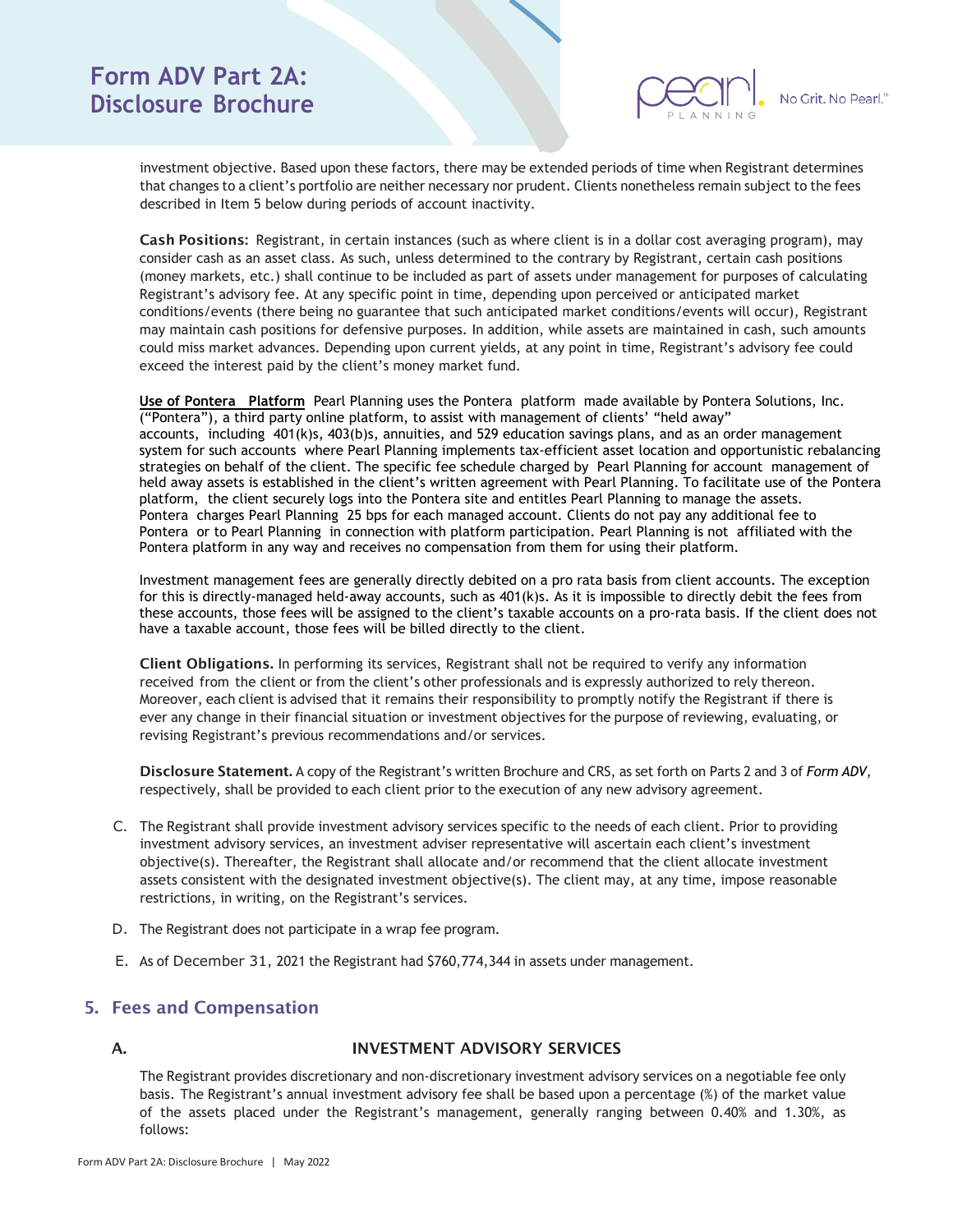investment objective. Based upon these factors, there may be extended periods of time when Registrant determines that changes to a client's portfolio are neither necessary nor prudent. Clients nonetheless remain subject to the fees described in Item 5 below during periods of account inactivity.

**Cash Positions**: Registrant, in certain instances (such as where client is in a dollar cost averaging program), may consider cash as an asset class. As such, unless determined to the contrary by Registrant, certain cash positions (money markets, etc.) shall continue to be included as part of assets under management for purposes of calculating Registrant's advisory fee. At any specific point in time, depending upon perceived or anticipated market conditions/events (there being no guarantee that such anticipated market conditions/events will occur), Registrant may maintain cash positions for defensive purposes. In addition, while assets are maintained in cash, such amounts could miss market advances. Depending upon current yields, at any point in time, Registrant's advisory fee could exceed the interest paid by the client's money market fund.

**Use of Pontera Platform** Pearl Planning uses the Pontera platform made available by Pontera Solutions, Inc. ("Pontera"), a third party online platform, to assist with management of clients' "held away" accounts, including 401(k)s, 403(b)s, annuities, and 529 education savings plans, and as an order management system for such accounts where Pearl Planning implements tax-efficient asset location and opportunistic rebalancing strategies on behalf of the client. The specific fee schedule charged by Pearl Planning for account management of held away assets is established in the client's written agreement with Pearl Planning. To facilitate use of the Pontera platform, the client securely logs into the Pontera site and entitles Pearl Planning to manage the assets. Pontera charges Pearl Planning 25 bps for each managed account. Clients do not pay any additional fee to Pontera or to Pearl Planning in connection with platform participation. Pearl Planning is not affiliated with the Pontera platform in any way and receives no compensation from them for using their platform.

Investment management fees are generally directly debited on a pro rata basis from client accounts. The exception for this is directly-managed held-away accounts, such as 401(k)s. As it is impossible to directly debit the fees from these accounts, those fees will be assigned to the client's taxable accounts on a pro-rata basis. If the client does not have a taxable account, those fees will be billed directly to the client.

**Client Obligations.** In performing its services, Registrant shall not be required to verify any information received from the client or from the client's other professionals and is expressly authorized to rely thereon. Moreover, each client is advised that it remains their responsibility to promptly notify the Registrant if there is ever any change in their financial situation or investment objectives for the purpose of reviewing, evaluating, or revising Registrant's previous recommendations and/or services.

**Disclosure Statement.** A copy of the Registrant's written Brochure and CRS, as set forth on Parts 2 and 3 of *Form ADV*, respectively, shall be provided to each client prior to the execution of any new advisory agreement.

C. The Registrant shall provide investment advisory services specific to the needs of each client. Prior to providing investment advisory services, an investment adviser representative will ascertain each client's investment objective(s). Thereafter, the Registrant shall allocate and/or recommend that the client allocate investment assets consistent with the designated investment objective(s). The client may, at any time, impose reasonable restrictions, in writing, on the Registrant's services.

D. The Registrant does not participate in a wrap fee program.

E. As of December 31, 2021 the Registrant had $760,774,344 in assets under management.

## 5. Fees and Compensation

### A. INVESTMENT ADVISORY SERVICES

The Registrant provides discretionary and non-discretionary investment advisory services on a negotiable fee only basis. The Registrant's annual investment advisory fee shall be based upon a percentage (%) of the market value of the assets placed under the Registrant's management, generally ranging between 0.40% and 1.30%, as follows: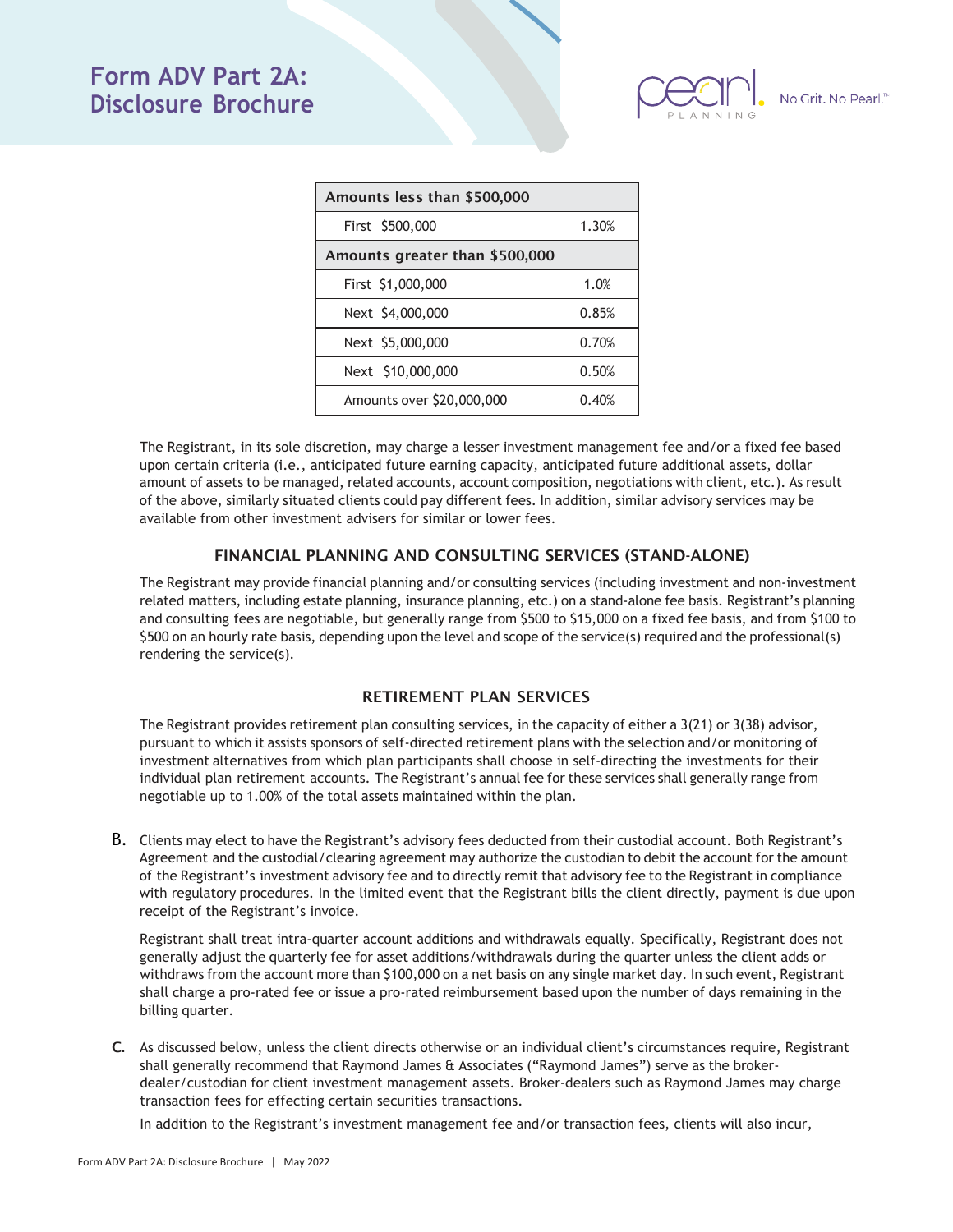| Amounts less than $500,000 | |
|---|---|
| First $500,000 | 1.30% |
| **Amounts greater than $500,000** | |
| First $1,000,000 | 1.0% |
| Next $4,000,000 | 0.85% |
| Next $5,000,000 | 0.70% |
| Next $10,000,000 | 0.50% |
| Amounts over $20,000,000 | 0.40% |

The Registrant, in its sole discretion, may charge a lesser investment management fee and/or a fixed fee based upon certain criteria (i.e., anticipated future earning capacity, anticipated future additional assets, dollar amount of assets to be managed, related accounts, account composition, negotiations with client, etc.). As result of the above, similarly situated clients could pay different fees. In addition, similar advisory services may be available from other investment advisers for similar or lower fees.

### FINANCIAL PLANNING AND CONSULTING SERVICES (STAND-ALONE)

The Registrant may provide financial planning and/or consulting services (including investment and non-investment related matters, including estate planning, insurance planning, etc.) on a stand-alone fee basis. Registrant's planning and consulting fees are negotiable, but generally range from $500 to $15,000 on a fixed fee basis, and from $100 to $500 on an hourly rate basis, depending upon the level and scope of the service(s) required and the professional(s) rendering the service(s).

### RETIREMENT PLAN SERVICES

The Registrant provides retirement plan consulting services, in the capacity of either a 3(21) or 3(38) advisor, pursuant to which it assists sponsors of self-directed retirement plans with the selection and/or monitoring of investment alternatives from which plan participants shall choose in self-directing the investments for their individual plan retirement accounts. The Registrant's annual fee for these services shall generally range from negotiable up to 1.00% of the total assets maintained within the plan.

**B.** Clients may elect to have the Registrant's advisory fees deducted from their custodial account. Both Registrant's Agreement and the custodial/clearing agreement may authorize the custodian to debit the account for the amount of the Registrant's investment advisory fee and to directly remit that advisory fee to the Registrant in compliance with regulatory procedures. In the limited event that the Registrant bills the client directly, payment is due upon receipt of the Registrant's invoice.

Registrant shall treat intra-quarter account additions and withdrawals equally. Specifically, Registrant does not generally adjust the quarterly fee for asset additions/withdrawals during the quarter unless the client adds or withdraws from the account more than $100,000 on a net basis on any single market day. In such event, Registrant shall charge a pro-rated fee or issue a pro-rated reimbursement based upon the number of days remaining in the billing quarter.

**C.** As discussed below, unless the client directs otherwise or an individual client's circumstances require, Registrant shall generally recommend that Raymond James & Associates ("Raymond James") serve as the broker-dealer/custodian for client investment management assets. Broker-dealers such as Raymond James may charge transaction fees for effecting certain securities transactions.

In addition to the Registrant's investment management fee and/or transaction fees, clients will also incur,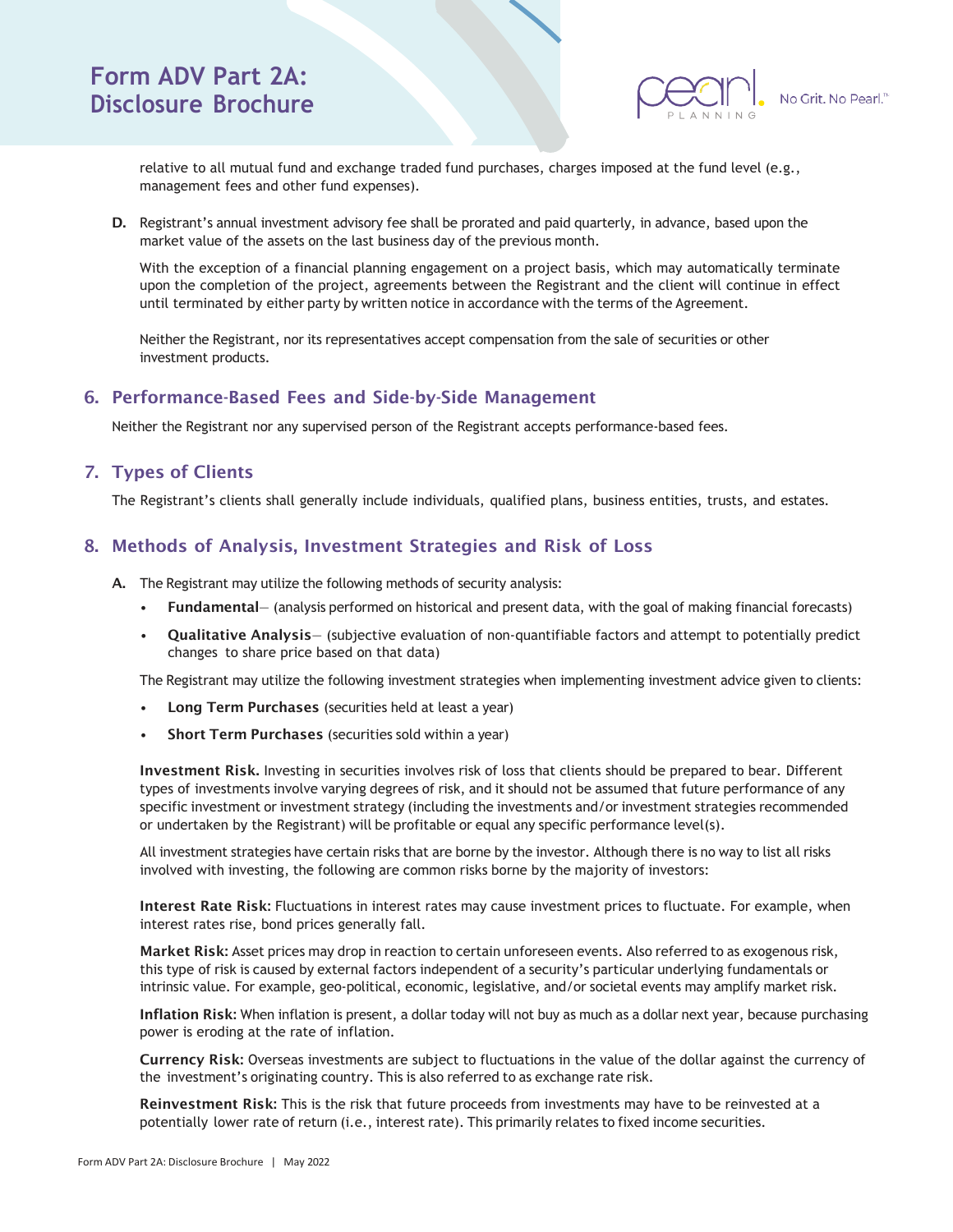relative to all mutual fund and exchange traded fund purchases, charges imposed at the fund level (e.g., management fees and other fund expenses).

**D.** Registrant's annual investment advisory fee shall be prorated and paid quarterly, in advance, based upon the market value of the assets on the last business day of the previous month.

With the exception of a financial planning engagement on a project basis, which may automatically terminate upon the completion of the project, agreements between the Registrant and the client will continue in effect until terminated by either party by written notice in accordance with the terms of the Agreement.

Neither the Registrant, nor its representatives accept compensation from the sale of securities or other investment products.

## 6. Performance-Based Fees and Side-by-Side Management

Neither the Registrant nor any supervised person of the Registrant accepts performance-based fees.

## 7. Types of Clients

The Registrant's clients shall generally include individuals, qualified plans, business entities, trusts, and estates.

## 8. Methods of Analysis, Investment Strategies and Risk of Loss

**A.** The Registrant may utilize the following methods of security analysis:

- **Fundamental**– (analysis performed on historical and present data, with the goal of making financial forecasts)
- **Qualitative Analysis**– (subjective evaluation of non-quantifiable factors and attempt to potentially predict changes to share price based on that data)

The Registrant may utilize the following investment strategies when implementing investment advice given to clients:

- **Long Term Purchases** (securities held at least a year)
- **Short Term Purchases** (securities sold within a year)

**Investment Risk.** Investing in securities involves risk of loss that clients should be prepared to bear. Different types of investments involve varying degrees of risk, and it should not be assumed that future performance of any specific investment or investment strategy (including the investments and/or investment strategies recommended or undertaken by the Registrant) will be profitable or equal any specific performance level(s).

All investment strategies have certain risks that are borne by the investor. Although there is no way to list all risks involved with investing, the following are common risks borne by the majority of investors:

**Interest Rate Risk:** Fluctuations in interest rates may cause investment prices to fluctuate. For example, when interest rates rise, bond prices generally fall.

**Market Risk:** Asset prices may drop in reaction to certain unforeseen events. Also referred to as exogenous risk, this type of risk is caused by external factors independent of a security's particular underlying fundamentals or intrinsic value. For example, geo-political, economic, legislative, and/or societal events may amplify market risk.

**Inflation Risk:** When inflation is present, a dollar today will not buy as much as a dollar next year, because purchasing power is eroding at the rate of inflation.

**Currency Risk:** Overseas investments are subject to fluctuations in the value of the dollar against the currency of the investment's originating country. This is also referred to as exchange rate risk.

**Reinvestment Risk:** This is the risk that future proceeds from investments may have to be reinvested at a potentially lower rate of return (i.e., interest rate). This primarily relates to fixed income securities.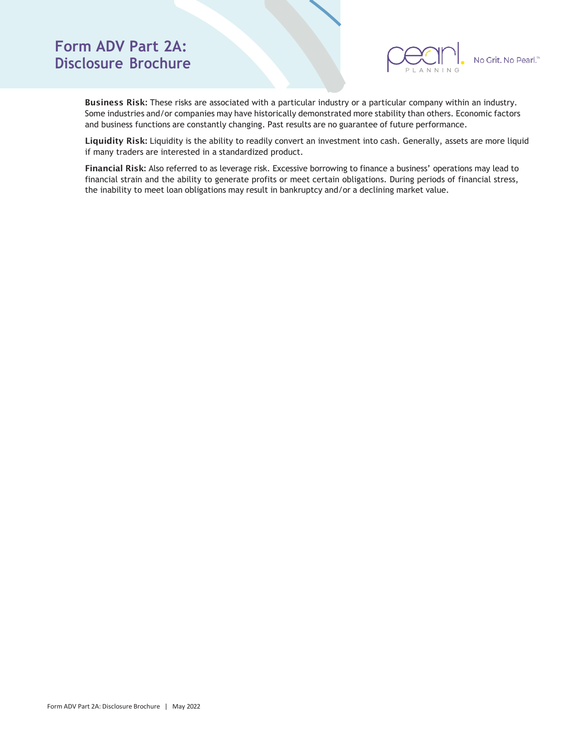**Business Risk:** These risks are associated with a particular industry or a particular company within an industry. Some industries and/or companies may have historically demonstrated more stability than others. Economic factors and business functions are constantly changing. Past results are no guarantee of future performance.

**Liquidity Risk:** Liquidity is the ability to readily convert an investment into cash. Generally, assets are more liquid if many traders are interested in a standardized product.

**Financial Risk:** Also referred to as leverage risk. Excessive borrowing to finance a business' operations may lead to financial strain and the ability to generate profits or meet certain obligations. During periods of financial stress, the inability to meet loan obligations may result in bankruptcy and/or a declining market value.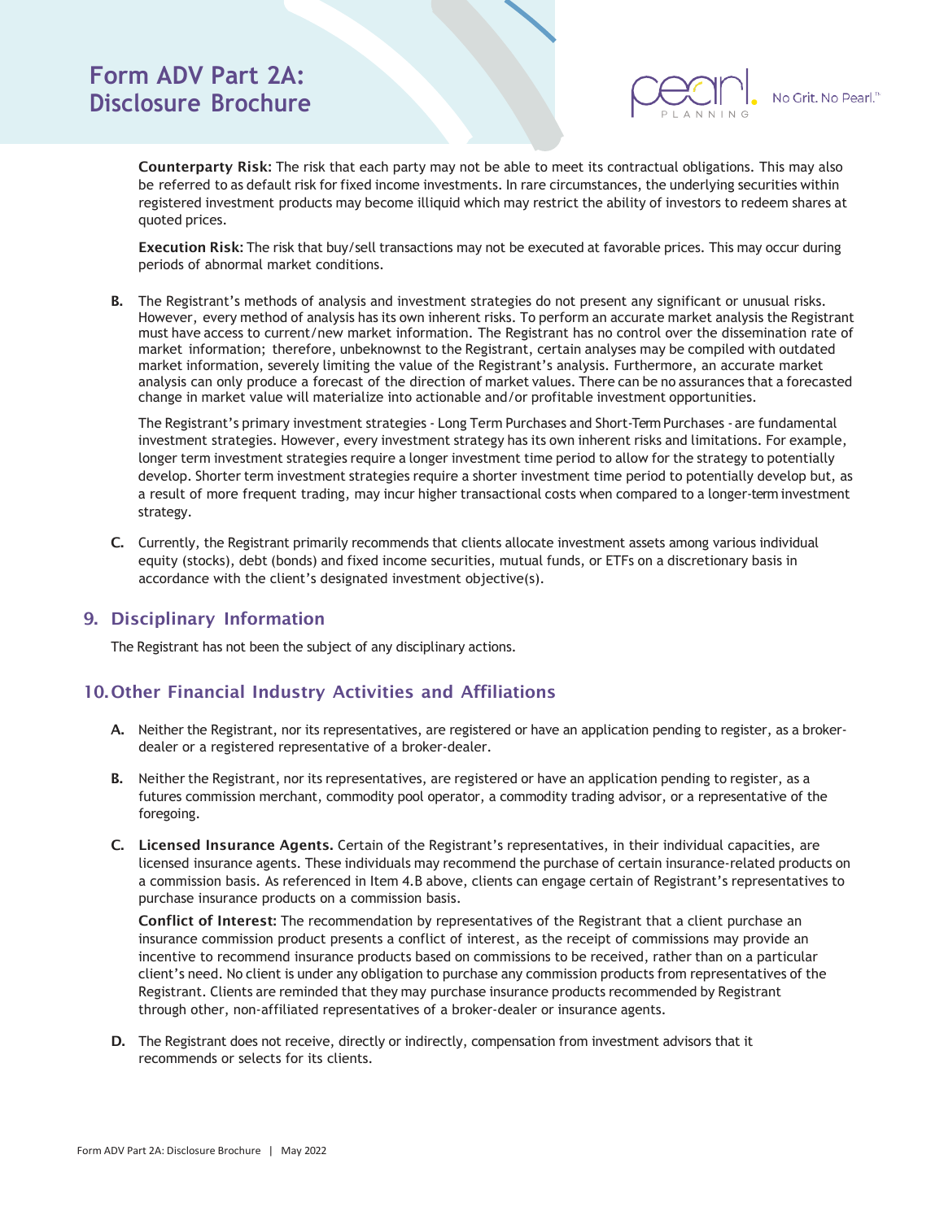**Counterparty Risk:** The risk that each party may not be able to meet its contractual obligations. This may also be referred to as default risk for fixed income investments. In rare circumstances, the underlying securities within registered investment products may become illiquid which may restrict the ability of investors to redeem shares at quoted prices.

**Execution Risk:** The risk that buy/sell transactions may not be executed at favorable prices. This may occur during periods of abnormal market conditions.

**B.** The Registrant's methods of analysis and investment strategies do not present any significant or unusual risks. However, every method of analysis has its own inherent risks. To perform an accurate market analysis the Registrant must have access to current/new market information. The Registrant has no control over the dissemination rate of market information; therefore, unbeknownst to the Registrant, certain analyses may be compiled with outdated market information, severely limiting the value of the Registrant's analysis. Furthermore, an accurate market analysis can only produce a forecast of the direction of market values. There can be no assurances that a forecasted change in market value will materialize into actionable and/or profitable investment opportunities.

The Registrant's primary investment strategies - Long Term Purchases and Short-Term Purchases - are fundamental investment strategies. However, every investment strategy has its own inherent risks and limitations. For example, longer term investment strategies require a longer investment time period to allow for the strategy to potentially develop. Shorter term investment strategies require a shorter investment time period to potentially develop but, as a result of more frequent trading, may incur higher transactional costs when compared to a longer-term investment strategy.

**C.** Currently, the Registrant primarily recommends that clients allocate investment assets among various individual equity (stocks), debt (bonds) and fixed income securities, mutual funds, or ETFs on a discretionary basis in accordance with the client's designated investment objective(s).

## 9. Disciplinary Information

The Registrant has not been the subject of any disciplinary actions.

## 10. Other Financial Industry Activities and Affiliations

**A.** Neither the Registrant, nor its representatives, are registered or have an application pending to register, as a broker-dealer or a registered representative of a broker-dealer.

**B.** Neither the Registrant, nor its representatives, are registered or have an application pending to register, as a futures commission merchant, commodity pool operator, a commodity trading advisor, or a representative of the foregoing.

**C.** **Licensed Insurance Agents.** Certain of the Registrant's representatives, in their individual capacities, are licensed insurance agents. These individuals may recommend the purchase of certain insurance-related products on a commission basis. As referenced in Item 4.B above, clients can engage certain of Registrant's representatives to purchase insurance products on a commission basis.

**Conflict of Interest:** The recommendation by representatives of the Registrant that a client purchase an insurance commission product presents a conflict of interest, as the receipt of commissions may provide an incentive to recommend insurance products based on commissions to be received, rather than on a particular client's need. No client is under any obligation to purchase any commission products from representatives of the Registrant. Clients are reminded that they may purchase insurance products recommended by Registrant through other, non-affiliated representatives of a broker-dealer or insurance agents.

**D.** The Registrant does not receive, directly or indirectly, compensation from investment advisors that it recommends or selects for its clients.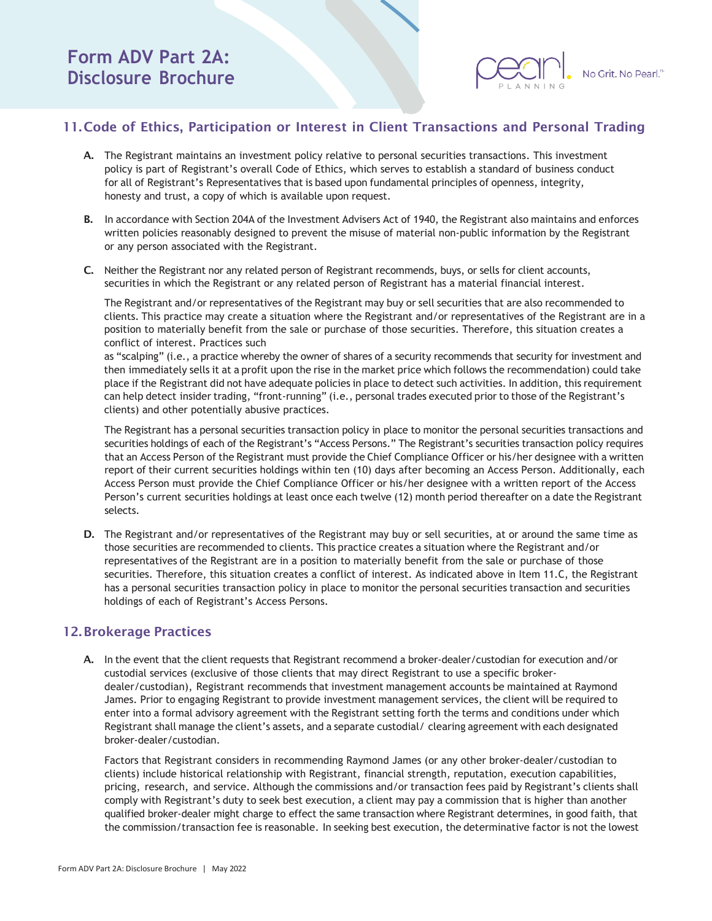## 11. Code of Ethics, Participation or Interest in Client Transactions and Personal Trading

**A.** The Registrant maintains an investment policy relative to personal securities transactions. This investment policy is part of Registrant's overall Code of Ethics, which serves to establish a standard of business conduct for all of Registrant's Representatives that is based upon fundamental principles of openness, integrity, honesty and trust, a copy of which is available upon request.

**B.** In accordance with Section 204A of the Investment Advisers Act of 1940, the Registrant also maintains and enforces written policies reasonably designed to prevent the misuse of material non-public information by the Registrant or any person associated with the Registrant.

**C.** Neither the Registrant nor any related person of Registrant recommends, buys, or sells for client accounts, securities in which the Registrant or any related person of Registrant has a material financial interest.

The Registrant and/or representatives of the Registrant may buy or sell securities that are also recommended to clients. This practice may create a situation where the Registrant and/or representatives of the Registrant are in a position to materially benefit from the sale or purchase of those securities. Therefore, this situation creates a conflict of interest. Practices such as "scalping" (i.e., a practice whereby the owner of shares of a security recommends that security for investment and then immediately sells it at a profit upon the rise in the market price which follows the recommendation) could take place if the Registrant did not have adequate policies in place to detect such activities. In addition, this requirement can help detect insider trading, "front-running" (i.e., personal trades executed prior to those of the Registrant's clients) and other potentially abusive practices.

The Registrant has a personal securities transaction policy in place to monitor the personal securities transactions and securities holdings of each of the Registrant's "Access Persons." The Registrant's securities transaction policy requires that an Access Person of the Registrant must provide the Chief Compliance Officer or his/her designee with a written report of their current securities holdings within ten (10) days after becoming an Access Person. Additionally, each Access Person must provide the Chief Compliance Officer or his/her designee with a written report of the Access Person's current securities holdings at least once each twelve (12) month period thereafter on a date the Registrant selects.

**D.** The Registrant and/or representatives of the Registrant may buy or sell securities, at or around the same time as those securities are recommended to clients. This practice creates a situation where the Registrant and/or representatives of the Registrant are in a position to materially benefit from the sale or purchase of those securities. Therefore, this situation creates a conflict of interest. As indicated above in Item 11.C, the Registrant has a personal securities transaction policy in place to monitor the personal securities transaction and securities holdings of each of Registrant's Access Persons.

## 12. Brokerage Practices

**A.** In the event that the client requests that Registrant recommend a broker-dealer/custodian for execution and/or custodial services (exclusive of those clients that may direct Registrant to use a specific broker-dealer/custodian), Registrant recommends that investment management accounts be maintained at Raymond James. Prior to engaging Registrant to provide investment management services, the client will be required to enter into a formal advisory agreement with the Registrant setting forth the terms and conditions under which Registrant shall manage the client's assets, and a separate custodial/ clearing agreement with each designated broker-dealer/custodian.

Factors that Registrant considers in recommending Raymond James (or any other broker-dealer/custodian to clients) include historical relationship with Registrant, financial strength, reputation, execution capabilities, pricing, research, and service. Although the commissions and/or transaction fees paid by Registrant's clients shall comply with Registrant's duty to seek best execution, a client may pay a commission that is higher than another qualified broker-dealer might charge to effect the same transaction where Registrant determines, in good faith, that the commission/transaction fee is reasonable. In seeking best execution, the determinative factor is not the lowest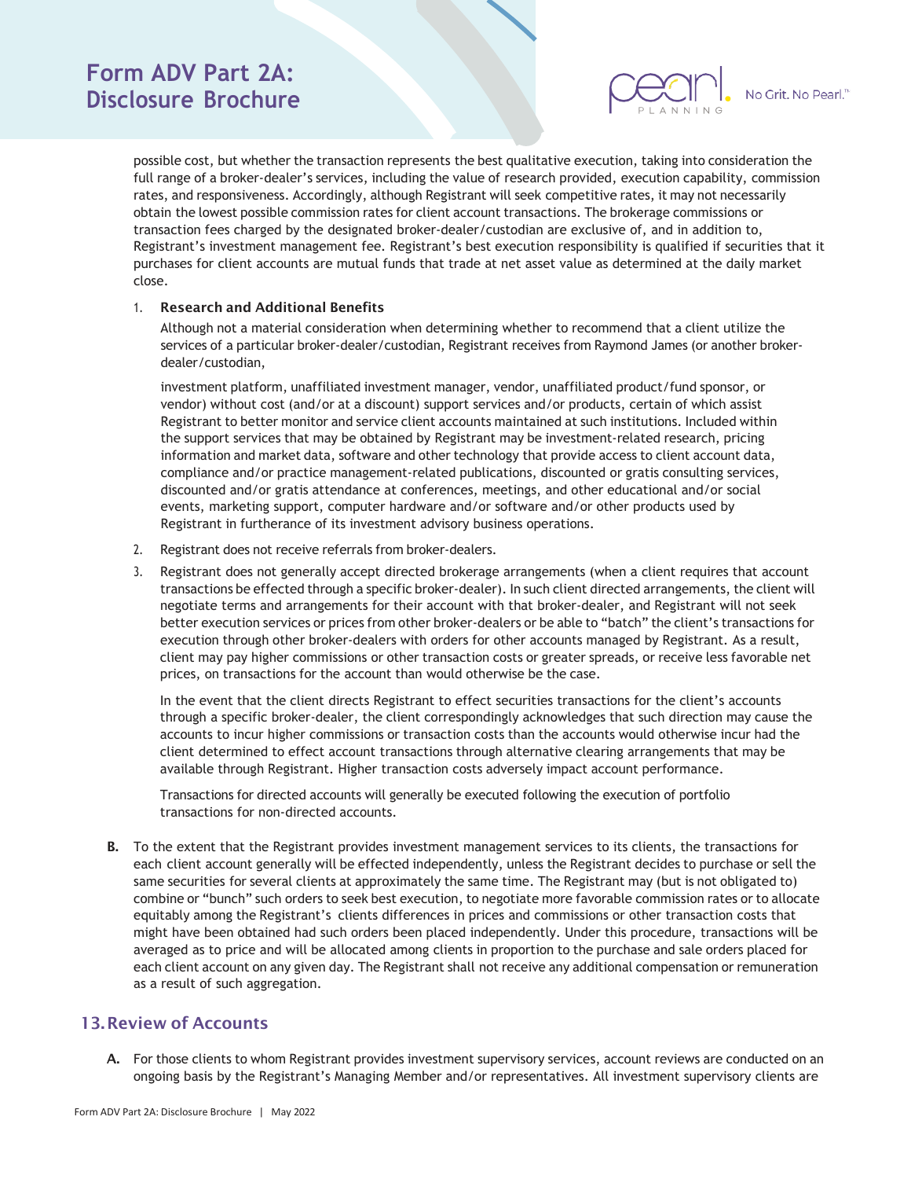possible cost, but whether the transaction represents the best qualitative execution, taking into consideration the full range of a broker-dealer's services, including the value of research provided, execution capability, commission rates, and responsiveness. Accordingly, although Registrant will seek competitive rates, it may not necessarily obtain the lowest possible commission rates for client account transactions. The brokerage commissions or transaction fees charged by the designated broker-dealer/custodian are exclusive of, and in addition to, Registrant's investment management fee. Registrant's best execution responsibility is qualified if securities that it purchases for client accounts are mutual funds that trade at net asset value as determined at the daily market close.

1. **Research and Additional Benefits**

   Although not a material consideration when determining whether to recommend that a client utilize the services of a particular broker-dealer/custodian, Registrant receives from Raymond James (or another broker-dealer/custodian,

   investment platform, unaffiliated investment manager, vendor, unaffiliated product/fund sponsor, or vendor) without cost (and/or at a discount) support services and/or products, certain of which assist Registrant to better monitor and service client accounts maintained at such institutions. Included within the support services that may be obtained by Registrant may be investment-related research, pricing information and market data, software and other technology that provide access to client account data, compliance and/or practice management-related publications, discounted or gratis consulting services, discounted and/or gratis attendance at conferences, meetings, and other educational and/or social events, marketing support, computer hardware and/or software and/or other products used by Registrant in furtherance of its investment advisory business operations.

2. Registrant does not receive referrals from broker-dealers.

3. Registrant does not generally accept directed brokerage arrangements (when a client requires that account transactions be effected through a specific broker-dealer). In such client directed arrangements, the client will negotiate terms and arrangements for their account with that broker-dealer, and Registrant will not seek better execution services or prices from other broker-dealers or be able to "batch" the client's transactions for execution through other broker-dealers with orders for other accounts managed by Registrant. As a result, client may pay higher commissions or other transaction costs or greater spreads, or receive less favorable net prices, on transactions for the account than would otherwise be the case.

   In the event that the client directs Registrant to effect securities transactions for the client's accounts through a specific broker-dealer, the client correspondingly acknowledges that such direction may cause the accounts to incur higher commissions or transaction costs than the accounts would otherwise incur had the client determined to effect account transactions through alternative clearing arrangements that may be available through Registrant. Higher transaction costs adversely impact account performance.

   Transactions for directed accounts will generally be executed following the execution of portfolio transactions for non-directed accounts.

**B.** To the extent that the Registrant provides investment management services to its clients, the transactions for each client account generally will be effected independently, unless the Registrant decides to purchase or sell the same securities for several clients at approximately the same time. The Registrant may (but is not obligated to) combine or "bunch" such orders to seek best execution, to negotiate more favorable commission rates or to allocate equitably among the Registrant's clients differences in prices and commissions or other transaction costs that might have been obtained had such orders been placed independently. Under this procedure, transactions will be averaged as to price and will be allocated among clients in proportion to the purchase and sale orders placed for each client account on any given day. The Registrant shall not receive any additional compensation or remuneration as a result of such aggregation.

## 13. Review of Accounts

**A.** For those clients to whom Registrant provides investment supervisory services, account reviews are conducted on an ongoing basis by the Registrant's Managing Member and/or representatives. All investment supervisory clients are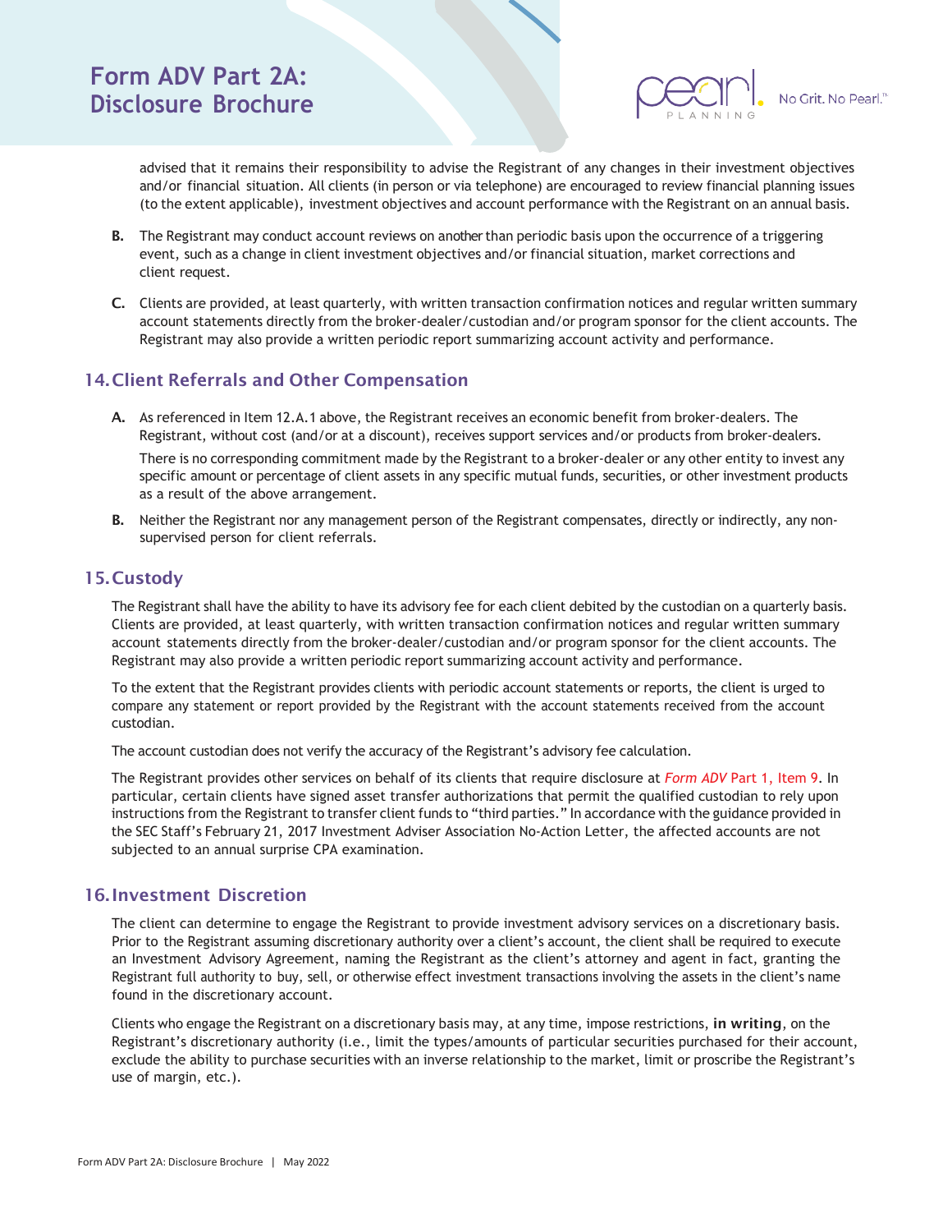advised that it remains their responsibility to advise the Registrant of any changes in their investment objectives and/or financial situation. All clients (in person or via telephone) are encouraged to review financial planning issues (to the extent applicable), investment objectives and account performance with the Registrant on an annual basis.

**B.** The Registrant may conduct account reviews on another than periodic basis upon the occurrence of a triggering event, such as a change in client investment objectives and/or financial situation, market corrections and client request.

**C.** Clients are provided, at least quarterly, with written transaction confirmation notices and regular written summary account statements directly from the broker-dealer/custodian and/or program sponsor for the client accounts. The Registrant may also provide a written periodic report summarizing account activity and performance.

## 14. Client Referrals and Other Compensation

**A.** As referenced in Item 12.A.1 above, the Registrant receives an economic benefit from broker-dealers. The Registrant, without cost (and/or at a discount), receives support services and/or products from broker-dealers.

There is no corresponding commitment made by the Registrant to a broker-dealer or any other entity to invest any specific amount or percentage of client assets in any specific mutual funds, securities, or other investment products as a result of the above arrangement.

**B.** Neither the Registrant nor any management person of the Registrant compensates, directly or indirectly, any non-supervised person for client referrals.

## 15. Custody

The Registrant shall have the ability to have its advisory fee for each client debited by the custodian on a quarterly basis. Clients are provided, at least quarterly, with written transaction confirmation notices and regular written summary account statements directly from the broker-dealer/custodian and/or program sponsor for the client accounts. The Registrant may also provide a written periodic report summarizing account activity and performance.

To the extent that the Registrant provides clients with periodic account statements or reports, the client is urged to compare any statement or report provided by the Registrant with the account statements received from the account custodian.

The account custodian does not verify the accuracy of the Registrant's advisory fee calculation.

The Registrant provides other services on behalf of its clients that require disclosure at *Form ADV* Part 1, Item 9. In particular, certain clients have signed asset transfer authorizations that permit the qualified custodian to rely upon instructions from the Registrant to transfer client funds to "third parties." In accordance with the guidance provided in the SEC Staff's February 21, 2017 Investment Adviser Association No-Action Letter, the affected accounts are not subjected to an annual surprise CPA examination.

## 16. Investment Discretion

The client can determine to engage the Registrant to provide investment advisory services on a discretionary basis. Prior to the Registrant assuming discretionary authority over a client's account, the client shall be required to execute an Investment Advisory Agreement, naming the Registrant as the client's attorney and agent in fact, granting the Registrant full authority to buy, sell, or otherwise effect investment transactions involving the assets in the client's name found in the discretionary account.

Clients who engage the Registrant on a discretionary basis may, at any time, impose restrictions, **in writing**, on the Registrant's discretionary authority (i.e., limit the types/amounts of particular securities purchased for their account, exclude the ability to purchase securities with an inverse relationship to the market, limit or proscribe the Registrant's use of margin, etc.).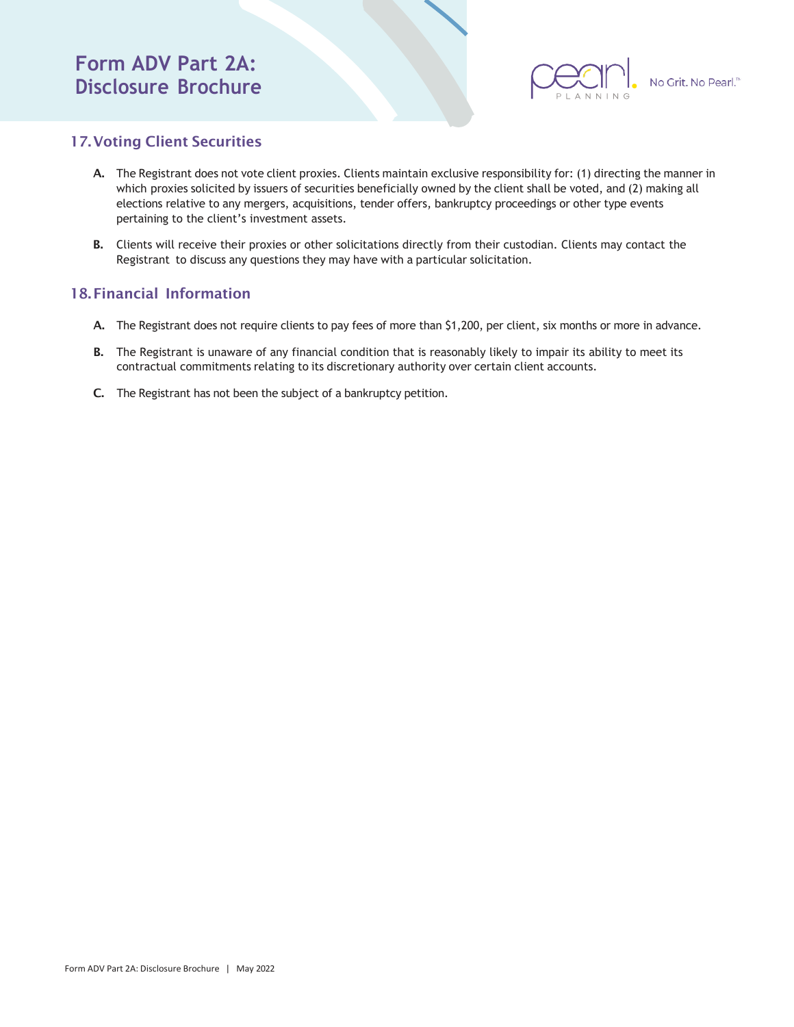## 17. Voting Client Securities

**A.** The Registrant does not vote client proxies. Clients maintain exclusive responsibility for: (1) directing the manner in which proxies solicited by issuers of securities beneficially owned by the client shall be voted, and (2) making all elections relative to any mergers, acquisitions, tender offers, bankruptcy proceedings or other type events pertaining to the client's investment assets.

**B.** Clients will receive their proxies or other solicitations directly from their custodian. Clients may contact the Registrant to discuss any questions they may have with a particular solicitation.

## 18. Financial Information

**A.** The Registrant does not require clients to pay fees of more than $1,200, per client, six months or more in advance.

**B.** The Registrant is unaware of any financial condition that is reasonably likely to impair its ability to meet its contractual commitments relating to its discretionary authority over certain client accounts.

**C.** The Registrant has not been the subject of a bankruptcy petition.